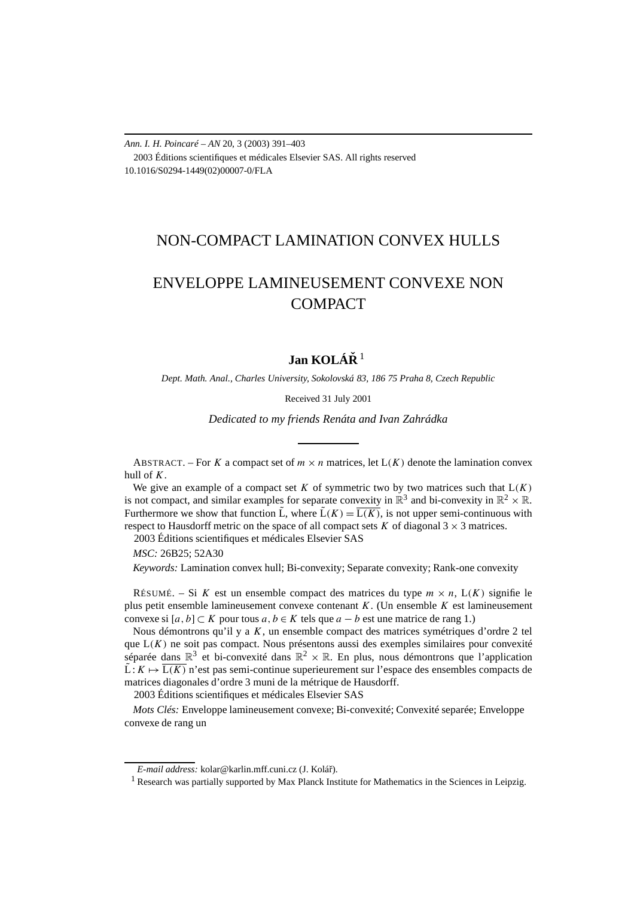# NON-COMPACT LAMINATION CONVEX HULLS

# ENVELOPPE LAMINEUSEMENT CONVEXE NON COMPACT

**Jan KOLÁŘ** [1]

*Dept. Math. Anal., Charles University, Sokolovská 83, 186 75 Praha 8, Czech Republic*

Received 31 July 2001

*Dedicated to my friends Renáta and Ivan Zahrádka*

ABSTRACT. – For $K$ a compact set of $m \times n$ matrices, let $\mathrm{L}(K)$ denote the lamination convex hull of $K$.

We give an example of a compact set $K$ of symmetric two by two matrices such that $\mathrm{L}(K)$ is not compact, and similar examples for separate convexity in $\mathbb{R}^3$ and bi-convexity in $\mathbb{R}^2 \times \mathbb{R}$. Furthermore we show that function $\tilde{\mathrm{L}}$, where $\tilde{\mathrm{L}}(K) = \overline{\mathrm{L}(K)}$, is not upper semi-continuous with respect to Hausdorff metric on the space of all compact sets $K$ of diagonal $3 \times 3$ matrices.

2003 Éditions scientifiques et médicales Elsevier SAS

*MSC:* 26B25; 52A30

*Keywords:* Lamination convex hull; Bi-convexity; Separate convexity; Rank-one convexity

RÉSUMÉ. – Si $K$ est un ensemble compact des matrices du type $m \times n$, $\mathrm{L}(K)$ signifie le plus petit ensemble lamineusement convexe contenant $K$. (Un ensemble $K$ est lamineusement convexe si $[a, b] \subset K$ pour tous $a, b \in K$ tels que $a - b$ est une matrice de rang 1.)

Nous démontrons qu'il y a $K$, un ensemble compact des matrices symétriques d'ordre 2 tel que $\mathrm{L}(K)$ ne soit pas compact. Nous présentons aussi des exemples similaires pour convexité séparée dans $\mathbb{R}^3$ et bi-convexité dans $\mathbb{R}^2 \times \mathbb{R}$. En plus, nous démontrons que l'application $\tilde{\mathrm{L}} : K \mapsto \overline{\mathrm{L}(K)}$ n'est pas semi-continue superieurement sur l'espace des ensembles compacts de matrices diagonales d'ordre 3 muni de la métrique de Hausdorff.

2003 Éditions scientifiques et médicales Elsevier SAS

*Mots Clés:* Enveloppe lamineusement convexe; Bi-convexité; Convexité separée; Enveloppe convexe de rang un

*E-mail address:* kolar@karlin.mff.cuni.cz (J. Kolář).

[1] Research was partially supported by Max Planck Institute for Mathematics in the Sciences in Leipzig.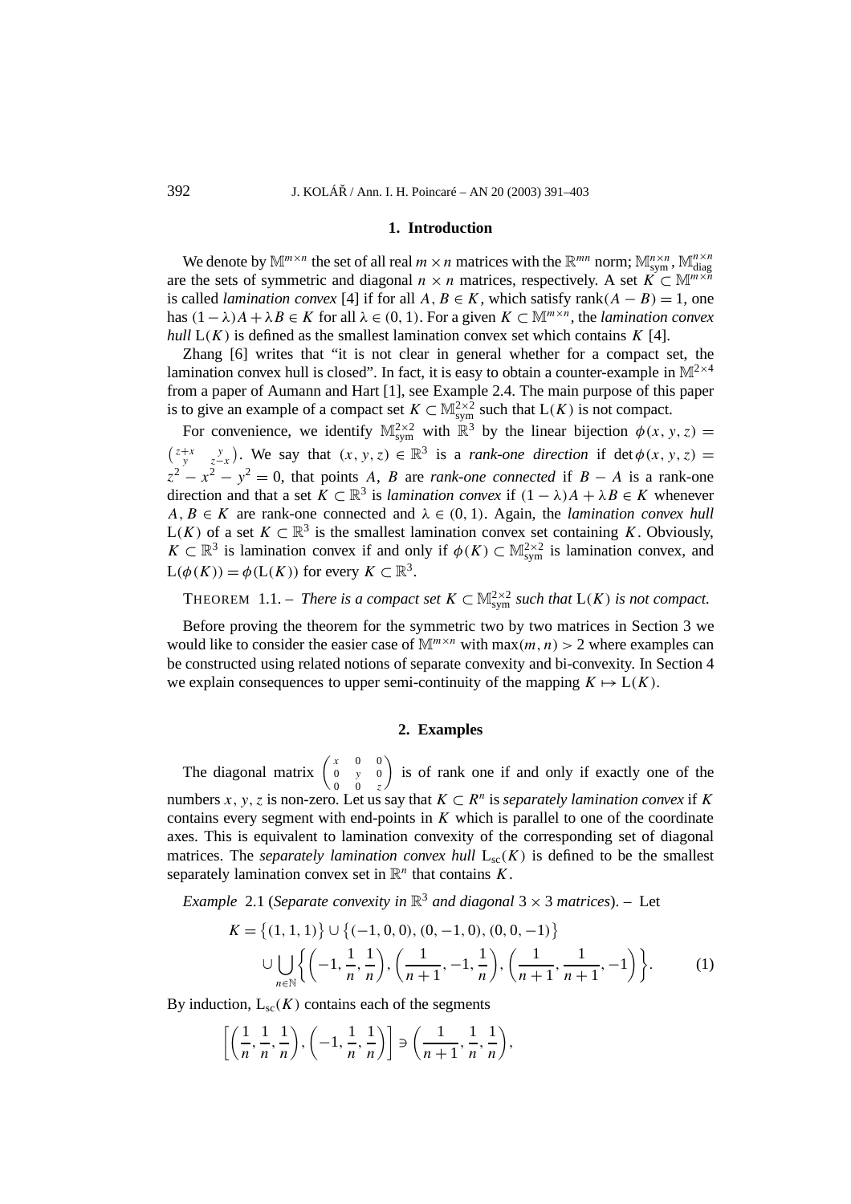## 1. Introduction

We denote by $\mathbb{M}^{m\times n}$ the set of all real $m \times n$ matrices with the $\mathbb{R}^{mn}$ norm; $\mathbb{M}^{n\times n}_{\mathrm{sym}}$, $\mathbb{M}^{n\times n}_{\mathrm{diag}}$ are the sets of symmetric and diagonal $n \times n$ matrices, respectively. A set $K \subset \mathbb{M}^{m\times n}$ is called *lamination convex* [4] if for all $A, B \in K$, which satisfy $\operatorname{rank}(A - B) = 1$, one has $(1-\lambda)A + \lambda B \in K$ for all $\lambda \in (0, 1)$. For a given $K \subset \mathbb{M}^{m\times n}$, the *lamination convex hull* $\mathrm{L}(K)$ is defined as the smallest lamination convex set which contains $K$ [4].

Zhang [6] writes that "it is not clear in general whether for a compact set, the lamination convex hull is closed". In fact, it is easy to obtain a counter-example in $\mathbb{M}^{2\times 4}$ from a paper of Aumann and Hart [1], see Example 2.4. The main purpose of this paper is to give an example of a compact set $K \subset \mathbb{M}^{2\times 2}_{\mathrm{sym}}$ such that $\mathrm{L}(K)$ is not compact.

For convenience, we identify $\mathbb{M}^{2\times 2}_{\mathrm{sym}}$ with $\mathbb{R}^3$ by the linear bijection $\phi(x, y, z) = \begin{pmatrix} z+x & y \\ y & z-x \end{pmatrix}$. We say that $(x, y, z) \in \mathbb{R}^3$ is a *rank-one direction* if $\det \phi(x, y, z) = z^2 - x^2 - y^2 = 0$, that points $A$, $B$ are *rank-one connected* if $B - A$ is a rank-one direction and that a set $K \subset \mathbb{R}^3$ is *lamination convex* if $(1-\lambda)A + \lambda B \in K$ whenever $A, B \in K$ are rank-one connected and $\lambda \in (0, 1)$. Again, the *lamination convex hull* $\mathrm{L}(K)$ of a set $K \subset \mathbb{R}^3$ is the smallest lamination convex set containing $K$. Obviously, $K \subset \mathbb{R}^3$ is lamination convex if and only if $\phi(K) \subset \mathbb{M}^{2\times 2}_{\mathrm{sym}}$ is lamination convex, and $\mathrm{L}(\phi(K)) = \phi(\mathrm{L}(K))$ for every $K \subset \mathbb{R}^3$.

THEOREM 1.1. – *There is a compact set $K \subset \mathbb{M}^{2\times 2}_{\mathrm{sym}}$ such that $\mathrm{L}(K)$ is not compact.*

Before proving the theorem for the symmetric two by two matrices in Section 3 we would like to consider the easier case of $\mathbb{M}^{m\times n}$ with $\max(m, n) > 2$ where examples can be constructed using related notions of separate convexity and bi-convexity. In Section 4 we explain consequences to upper semi-continuity of the mapping $K \mapsto \mathrm{L}(K)$.

## 2. Examples

The diagonal matrix $\begin{pmatrix} x & 0 & 0 \\ 0 & y & 0 \\ 0 & 0 & z \end{pmatrix}$ is of rank one if and only if exactly one of the numbers $x, y, z$ is non-zero. Let us say that $K \subset R^n$ is *separately lamination convex* if $K$ contains every segment with end-points in $K$ which is parallel to one of the coordinate axes. This is equivalent to lamination convexity of the corresponding set of diagonal matrices. The *separately lamination convex hull* $\mathrm{L}_{\mathrm{sc}}(K)$ is defined to be the smallest separately lamination convex set in $\mathbb{R}^n$ that contains $K$.

*Example* 2.1 (*Separate convexity in $\mathbb{R}^3$ and diagonal $3 \times 3$ matrices*). – Let

$$K = \{(1, 1, 1)\} \cup \{(-1, 0, 0), (0, -1, 0), (0, 0, -1)\} \\ \cup \bigcup_{n\in\mathbb{N}} \left\{ \left(-1, \frac{1}{n}, \frac{1}{n}\right), \left(\frac{1}{n+1}, -1, \frac{1}{n}\right), \left(\frac{1}{n+1}, \frac{1}{n+1}, -1\right) \right\}. \tag{1}$$

By induction, $\mathrm{L}_{\mathrm{sc}}(K)$ contains each of the segments

$$\left[\left(\frac{1}{n}, \frac{1}{n}, \frac{1}{n}\right), \left(-1, \frac{1}{n}, \frac{1}{n}\right)\right] \ni \left(\frac{1}{n+1}, \frac{1}{n}, \frac{1}{n}\right),$$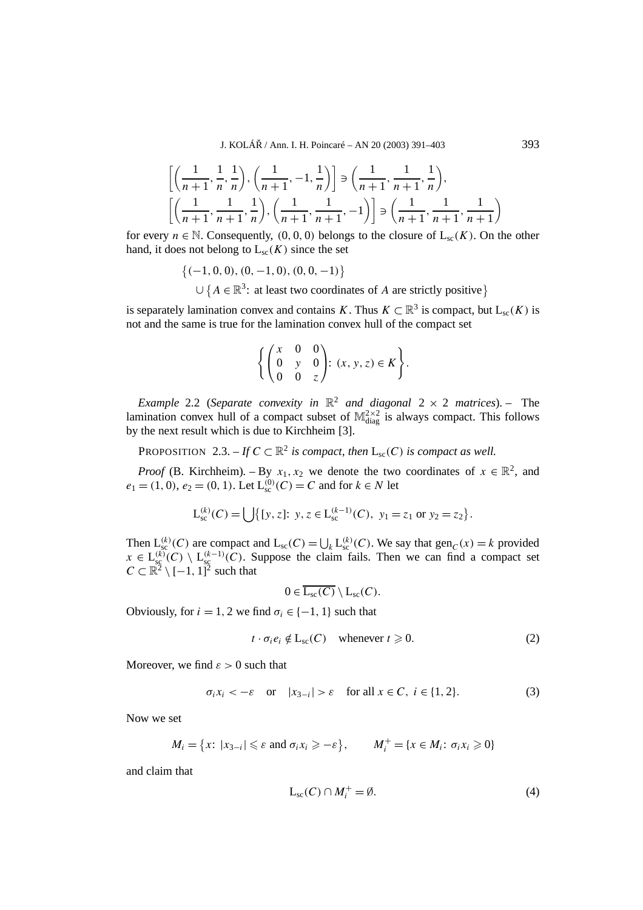$$\left[\left(\frac{1}{n+1}, \frac{1}{n}, \frac{1}{n}\right), \left(\frac{1}{n+1}, -1, \frac{1}{n}\right)\right] \ni \left(\frac{1}{n+1}, \frac{1}{n+1}, \frac{1}{n}\right),$$
$$\left[\left(\frac{1}{n+1}, \frac{1}{n+1}, \frac{1}{n}\right), \left(\frac{1}{n+1}, \frac{1}{n+1}, -1\right)\right] \ni \left(\frac{1}{n+1}, \frac{1}{n+1}, \frac{1}{n+1}\right)$$

for every $n \in \mathbb{N}$. Consequently, $(0,0,0)$ belongs to the closure of $\mathrm{L}_{\mathrm{sc}}(K)$. On the other hand, it does not belong to $\mathrm{L}_{\mathrm{sc}}(K)$ since the set

$$\begin{aligned}&\{(-1,0,0), (0,-1,0), (0,0,-1)\}\\ &\quad \cup \{A \in \mathbb{R}^3\colon \text{ at least two coordinates of } A \text{ are strictly positive}\}\end{aligned}$$

is separately lamination convex and contains $K$. Thus $K \subset \mathbb{R}^3$ is compact, but $\mathrm{L}_{\mathrm{sc}}(K)$ is not and the same is true for the lamination convex hull of the compact set

$$\left\{ \begin{pmatrix} x & 0 & 0 \\ 0 & y & 0 \\ 0 & 0 & z \end{pmatrix} \colon (x,y,z) \in K \right\}.$$

*Example* 2.2 (*Separate convexity in* $\mathbb{R}^2$ *and diagonal* $2 \times 2$ *matrices*). – The lamination convex hull of a compact subset of $\mathbb{M}^{2\times 2}_{\mathrm{diag}}$ is always compact. This follows by the next result which is due to Kirchheim [3].

PROPOSITION 2.3. – *If $C \subset \mathbb{R}^2$ is compact, then $\mathrm{L}_{\mathrm{sc}}(C)$ is compact as well.*

*Proof* (B. Kirchheim). – By $x_1, x_2$ we denote the two coordinates of $x \in \mathbb{R}^2$, and $e_1 = (1,0)$, $e_2 = (0,1)$. Let $\mathrm{L}^{(0)}_{\mathrm{sc}}(C) = C$ and for $k \in N$ let

$$\mathrm{L}^{(k)}_{\mathrm{sc}}(C) = \bigcup \big\{ [y,z]\colon\ y,z \in \mathrm{L}^{(k-1)}_{\mathrm{sc}}(C),\ y_1 = z_1 \text{ or } y_2 = z_2 \big\}.$$

Then $\mathrm{L}^{(k)}_{\mathrm{sc}}(C)$ are compact and $\mathrm{L}_{\mathrm{sc}}(C) = \bigcup_k \mathrm{L}^{(k)}_{\mathrm{sc}}(C)$. We say that $\mathrm{gen}_C(x) = k$ provided $x \in \mathrm{L}^{(k)}_{\mathrm{sc}}(C) \setminus \mathrm{L}^{(k-1)}_{\mathrm{sc}}(C)$. Suppose the claim fails. Then we can find a compact set $C \subset \mathbb{R}^2 \setminus [-1,1]^2$ such that

$$0 \in \overline{\mathrm{L}_{\mathrm{sc}}(C)} \setminus \mathrm{L}_{\mathrm{sc}}(C).$$

Obviously, for $i = 1, 2$ we find $\sigma_i \in \{-1, 1\}$ such that

$$t \cdot \sigma_i e_i \notin \mathrm{L}_{\mathrm{sc}}(C) \quad \text{whenever } t \geqslant 0. \tag{2}$$

Moreover, we find $\varepsilon > 0$ such that

$$\sigma_i x_i < -\varepsilon \quad \text{or} \quad |x_{3-i}| > \varepsilon \quad \text{for all } x \in C,\ i \in \{1,2\}. \tag{3}$$

Now we set

$$M_i = \big\{ x\colon\ |x_{3-i}| \leqslant \varepsilon \text{ and } \sigma_i x_i \geqslant -\varepsilon \big\}, \qquad M_i^+ = \{ x \in M_i\colon\ \sigma_i x_i \geqslant 0 \}$$

and claim that

$$\mathrm{L}_{\mathrm{sc}}(C) \cap M_i^+ = \emptyset. \tag{4}$$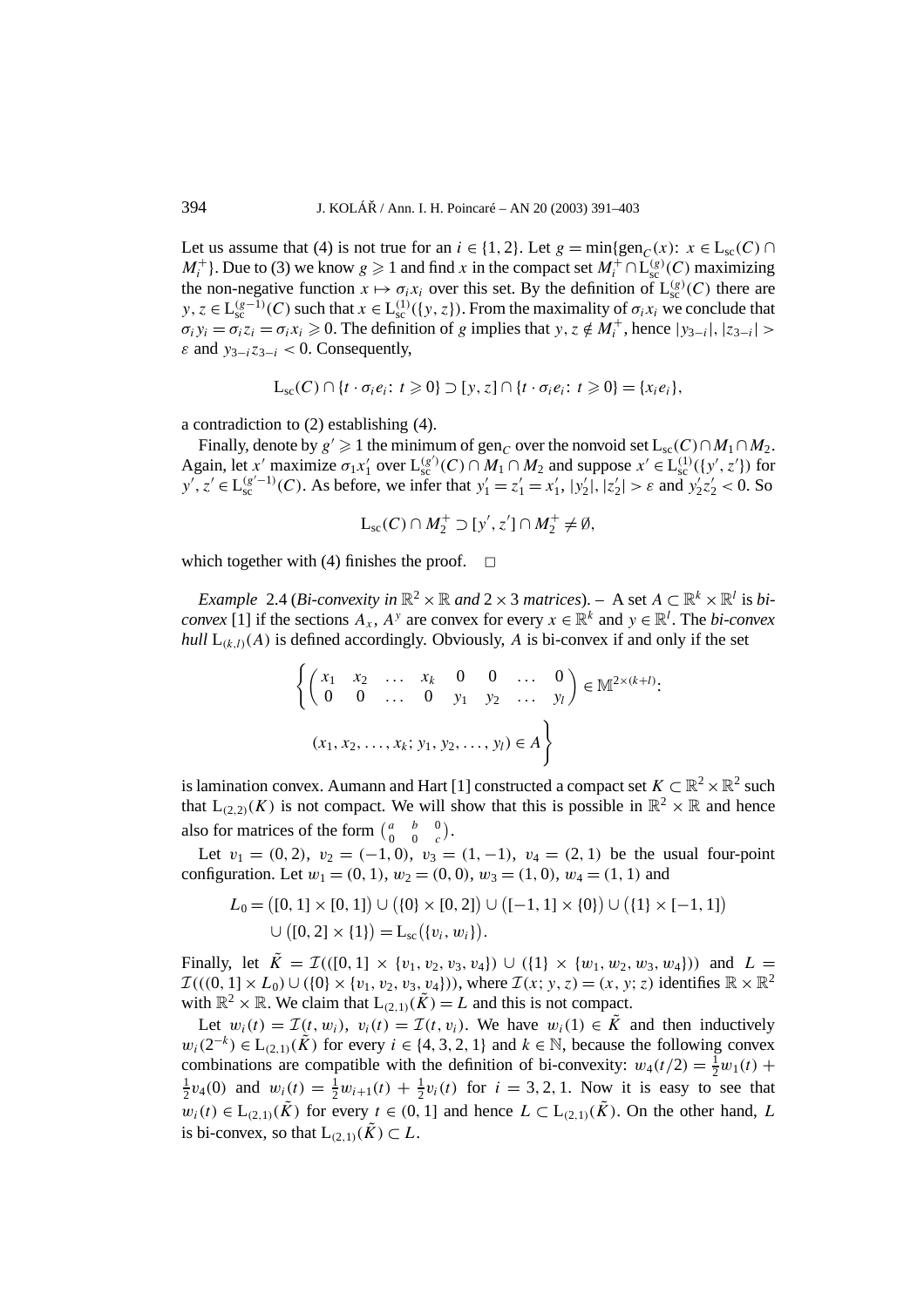Let us assume that (4) is not true for an $i \in \{1, 2\}$. Let $g = \min\{\mathrm{gen}_C(x)\colon x \in \mathrm{L}_{\mathrm{sc}}(C) \cap M_i^+\}$. Due to (3) we know $g \geqslant 1$ and find $x$ in the compact set $M_i^+ \cap \mathrm{L}_{\mathrm{sc}}^{(g)}(C)$ maximizing the non-negative function $x \mapsto \sigma_i x_i$ over this set. By the definition of $\mathrm{L}_{\mathrm{sc}}^{(g)}(C)$ there are $y, z \in \mathrm{L}_{\mathrm{sc}}^{(g-1)}(C)$ such that $x \in \mathrm{L}_{\mathrm{sc}}^{(1)}(\{y, z\})$. From the maximality of $\sigma_i x_i$ we conclude that $\sigma_i y_i = \sigma_i z_i = \sigma_i x_i \geqslant 0$. The definition of $g$ implies that $y, z \notin M_i^+$, hence $|y_{3-i}|, |z_{3-i}| > \varepsilon$ and $y_{3-i} z_{3-i} < 0$. Consequently,

$$\mathrm{L}_{\mathrm{sc}}(C) \cap \{t \cdot \sigma_i e_i\colon t \geqslant 0\} \supset [y, z] \cap \{t \cdot \sigma_i e_i\colon t \geqslant 0\} = \{x_i e_i\},$$

a contradiction to (2) establishing (4).

Finally, denote by $g' \geqslant 1$ the minimum of $\mathrm{gen}_C$ over the nonvoid set $\mathrm{L}_{\mathrm{sc}}(C) \cap M_1 \cap M_2$. Again, let $x'$ maximize $\sigma_1 x_1'$ over $\mathrm{L}_{\mathrm{sc}}^{(g')}(C) \cap M_1 \cap M_2$ and suppose $x' \in \mathrm{L}_{\mathrm{sc}}^{(1)}(\{y', z'\})$ for $y', z' \in \mathrm{L}_{\mathrm{sc}}^{(g'-1)}(C)$. As before, we infer that $y_1' = z_1' = x_1'$, $|y_2'|, |z_2'| > \varepsilon$ and $y_2' z_2' < 0$. So

$$\mathrm{L}_{\mathrm{sc}}(C) \cap M_2^+ \supset [y', z'] \cap M_2^+ \neq \emptyset,$$

which together with (4) finishes the proof. $\square$

*Example* 2.4 (*Bi-convexity in* $\mathbb{R}^2 \times \mathbb{R}$ *and* $2 \times 3$ *matrices*). – A set $A \subset \mathbb{R}^k \times \mathbb{R}^l$ is *bi-convex* [1] if the sections $A_x$, $A^y$ are convex for every $x \in \mathbb{R}^k$ and $y \in \mathbb{R}^l$. The *bi-convex hull* $\mathrm{L}_{(k,l)}(A)$ is defined accordingly. Obviously, $A$ is bi-convex if and only if the set

$$\left\{ \begin{pmatrix} x_1 & x_2 & \dots & x_k & 0 & 0 & \dots & 0 \\ 0 & 0 & \dots & 0 & y_1 & y_2 & \dots & y_l \end{pmatrix} \in \mathbb{M}^{2\times(k+l)}\colon \\ (x_1, x_2, \dots, x_k; y_1, y_2, \dots, y_l) \in A \right\}$$

is lamination convex. Aumann and Hart [1] constructed a compact set $K \subset \mathbb{R}^2 \times \mathbb{R}^2$ such that $\mathrm{L}_{(2,2)}(K)$ is not compact. We will show that this is possible in $\mathbb{R}^2 \times \mathbb{R}$ and hence also for matrices of the form $\begin{pmatrix} a & b & 0 \\ 0 & 0 & c \end{pmatrix}$.

Let $v_1 = (0, 2)$, $v_2 = (-1, 0)$, $v_3 = (1, -1)$, $v_4 = (2, 1)$ be the usual four-point configuration. Let $w_1 = (0, 1)$, $w_2 = (0, 0)$, $w_3 = (1, 0)$, $w_4 = (1, 1)$ and

$$L_0 = \bigl([0, 1] \times [0, 1]\bigr) \cup \bigl(\{0\} \times [0, 2]\bigr) \cup \bigl([-1, 1] \times \{0\}\bigr) \cup \bigl(\{1\} \times [-1, 1]\bigr) \\ \cup \bigl([0, 2] \times \{1\}\bigr) = \mathrm{L}_{\mathrm{sc}}\bigl(\{v_i, w_i\}\bigr).$$

Finally, let $\tilde{K} = \mathcal{I}(([0, 1] \times \{v_1, v_2, v_3, v_4\}) \cup (\{1\} \times \{w_1, w_2, w_3, w_4\}))$ and $L = \mathcal{I}(((0, 1] \times L_0) \cup (\{0\} \times \{v_1, v_2, v_3, v_4\}))$, where $\mathcal{I}(x; y, z) = (x, y; z)$ identifies $\mathbb{R} \times \mathbb{R}^2$ with $\mathbb{R}^2 \times \mathbb{R}$. We claim that $\mathrm{L}_{(2,1)}(\tilde{K}) = L$ and this is not compact.

Let $w_i(t) = \mathcal{I}(t, w_i)$, $v_i(t) = \mathcal{I}(t, v_i)$. We have $w_i(1) \in \tilde{K}$ and then inductively $w_i(2^{-k}) \in \mathrm{L}_{(2,1)}(\tilde{K})$ for every $i \in \{4, 3, 2, 1\}$ and $k \in \mathbb{N}$, because the following convex combinations are compatible with the definition of bi-convexity: $w_4(t/2) = \frac{1}{2} w_1(t) + \frac{1}{2} v_4(0)$ and $w_i(t) = \frac{1}{2} w_{i+1}(t) + \frac{1}{2} v_i(t)$ for $i = 3, 2, 1$. Now it is easy to see that $w_i(t) \in \mathrm{L}_{(2,1)}(\tilde{K})$ for every $t \in (0, 1]$ and hence $L \subset \mathrm{L}_{(2,1)}(\tilde{K})$. On the other hand, $L$ is bi-convex, so that $\mathrm{L}_{(2,1)}(\tilde{K}) \subset L$.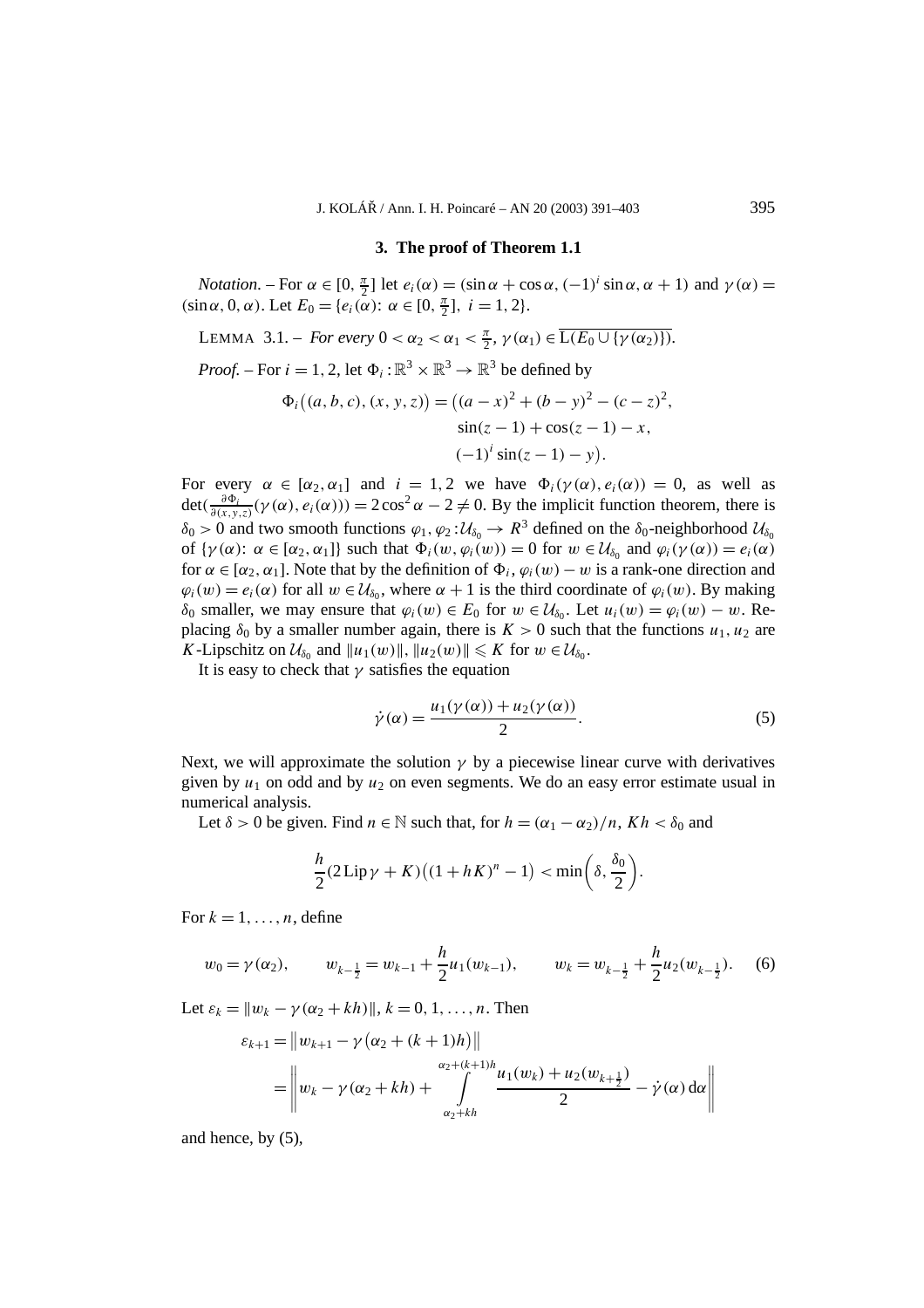## 3. The proof of Theorem 1.1

*Notation.* – For $\alpha \in [0, \frac{\pi}{2}]$ let $e_i(\alpha) = (\sin\alpha + \cos\alpha, (-1)^i \sin\alpha, \alpha + 1)$ and $\gamma(\alpha) = (\sin\alpha, 0, \alpha)$. Let $E_0 = \{e_i(\alpha): \alpha \in [0, \frac{\pi}{2}],\ i = 1, 2\}$.

LEMMA 3.1. – *For every $0 < \alpha_2 < \alpha_1 < \frac{\pi}{2}$, $\gamma(\alpha_1) \in \overline{\mathrm{L}(E_0 \cup \{\gamma(\alpha_2)\})}$.*

*Proof.* – For $i = 1, 2$, let $\Phi_i : \mathbb{R}^3 \times \mathbb{R}^3 \to \mathbb{R}^3$ be defined by

$$\begin{aligned}\Phi_i\big((a,b,c),(x,y,z)\big) = \big(&(a-x)^2 + (b-y)^2 - (c-z)^2,\\ &\sin(z-1) + \cos(z-1) - x,\\ &(-1)^i \sin(z-1) - y\big).\end{aligned}$$

For every $\alpha \in [\alpha_2, \alpha_1]$ and $i = 1, 2$ we have $\Phi_i(\gamma(\alpha), e_i(\alpha)) = 0$, as well as $\det(\frac{\partial \Phi_i}{\partial(x,y,z)}(\gamma(\alpha), e_i(\alpha))) = 2\cos^2\alpha - 2 \neq 0$. By the implicit function theorem, there is $\delta_0 > 0$ and two smooth functions $\varphi_1, \varphi_2 : \mathcal{U}_{\delta_0} \to R^3$ defined on the $\delta_0$-neighborhood $\mathcal{U}_{\delta_0}$ of $\{\gamma(\alpha): \alpha \in [\alpha_2, \alpha_1]\}$ such that $\Phi_i(w, \varphi_i(w)) = 0$ for $w \in \mathcal{U}_{\delta_0}$ and $\varphi_i(\gamma(\alpha)) = e_i(\alpha)$ for $\alpha \in [\alpha_2, \alpha_1]$. Note that by the definition of $\Phi_i$, $\varphi_i(w) - w$ is a rank-one direction and $\varphi_i(w) = e_i(\alpha)$ for all $w \in \mathcal{U}_{\delta_0}$, where $\alpha + 1$ is the third coordinate of $\varphi_i(w)$. By making $\delta_0$ smaller, we may ensure that $\varphi_i(w) \in E_0$ for $w \in \mathcal{U}_{\delta_0}$. Let $u_i(w) = \varphi_i(w) - w$. Replacing $\delta_0$ by a smaller number again, there is $K > 0$ such that the functions $u_1, u_2$ are $K$-Lipschitz on $\mathcal{U}_{\delta_0}$ and $\|u_1(w)\|, \|u_2(w)\| \leqslant K$ for $w \in \mathcal{U}_{\delta_0}$.

It is easy to check that $\gamma$ satisfies the equation

$$\dot\gamma(\alpha) = \frac{u_1(\gamma(\alpha)) + u_2(\gamma(\alpha))}{2}. \tag{5}$$

Next, we will approximate the solution $\gamma$ by a piecewise linear curve with derivatives given by $u_1$ on odd and by $u_2$ on even segments. We do an easy error estimate usual in numerical analysis.

Let $\delta > 0$ be given. Find $n \in \mathbb{N}$ such that, for $h = (\alpha_1 - \alpha_2)/n$, $Kh < \delta_0$ and

$$\frac{h}{2}(2\,\mathrm{Lip}\,\gamma + K)\big((1 + hK)^n - 1\big) < \min\left(\delta, \frac{\delta_0}{2}\right).$$

For $k = 1, \ldots, n$, define

$$w_0 = \gamma(\alpha_2), \qquad w_{k-\frac{1}{2}} = w_{k-1} + \frac{h}{2}u_1(w_{k-1}), \qquad w_k = w_{k-\frac{1}{2}} + \frac{h}{2}u_2(w_{k-\frac{1}{2}}). \tag{6}$$

Let $\varepsilon_k = \|w_k - \gamma(\alpha_2 + kh)\|$, $k = 0, 1, \ldots, n$. Then

$$\begin{aligned}\varepsilon_{k+1} &= \big\|w_{k+1} - \gamma\big(\alpha_2 + (k+1)h\big)\big\|\\ &= \left\| w_k - \gamma(\alpha_2 + kh) + \int_{\alpha_2 + kh}^{\alpha_2 + (k+1)h} \frac{u_1(w_k) + u_2(w_{k+\frac{1}{2}})}{2} - \dot\gamma(\alpha)\,\mathrm{d}\alpha \right\|\end{aligned}$$

and hence, by (5),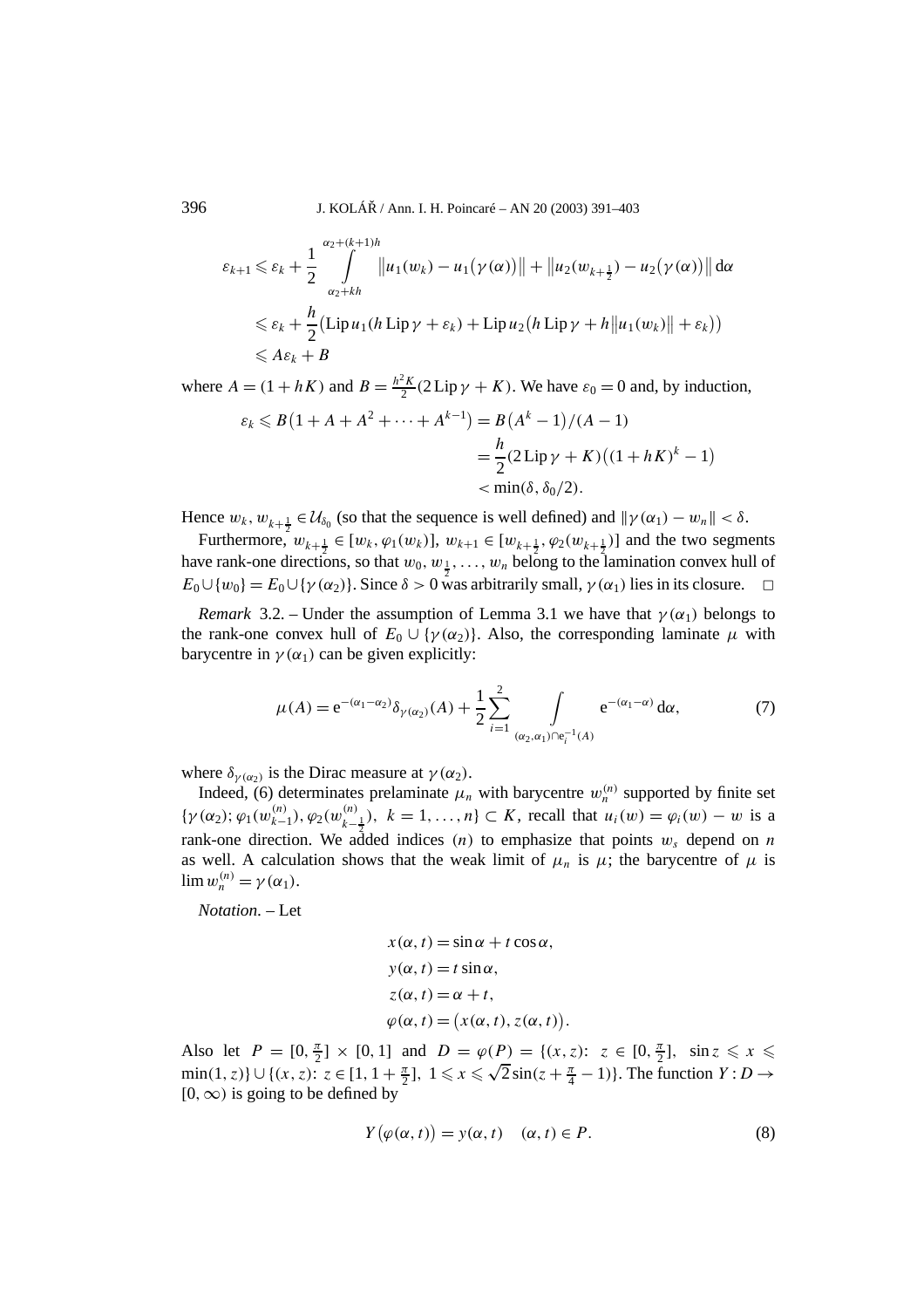$$
\begin{aligned}
\varepsilon_{k+1} &\leqslant \varepsilon_k + \frac{1}{2}\int\limits_{\alpha_2+kh}^{\alpha_2+(k+1)h} \big\|u_1(w_k) - u_1\big(\gamma(\alpha)\big)\big\| + \big\|u_2(w_{k+\frac{1}{2}}) - u_2\big(\gamma(\alpha)\big)\big\|\,\mathrm{d}\alpha \\
&\leqslant \varepsilon_k + \frac{h}{2}\big(\operatorname{Lip} u_1(h \operatorname{Lip}\gamma + \varepsilon_k) + \operatorname{Lip} u_2\big(h\operatorname{Lip}\gamma + h\|u_1(w_k)\| + \varepsilon_k\big)\big) \\
&\leqslant A\varepsilon_k + B
\end{aligned}
$$

where $A = (1 + hK)$ and $B = \frac{h^2 K}{2}(2\operatorname{Lip}\gamma + K)$. We have $\varepsilon_0 = 0$ and, by induction,

$$
\begin{aligned}
\varepsilon_k \leqslant B\big(1 + A + A^2 + \cdots + A^{k-1}\big) &= B\big(A^k - 1\big)/(A-1) \\
&= \frac{h}{2}(2\operatorname{Lip}\gamma + K)\big((1+hK)^k - 1\big) \\
&< \min(\delta, \delta_0/2).
\end{aligned}
$$

Hence $w_k, w_{k+\frac{1}{2}} \in \mathcal{U}_{\delta_0}$ (so that the sequence is well defined) and $\|\gamma(\alpha_1) - w_n\| < \delta$.

Furthermore, $w_{k+\frac{1}{2}} \in [w_k, \varphi_1(w_k)]$, $w_{k+1} \in [w_{k+\frac{1}{2}}, \varphi_2(w_{k+\frac{1}{2}})]$ and the two segments have rank-one directions, so that $w_0, w_{\frac{1}{2}}, \ldots, w_n$ belong to the lamination convex hull of $E_0 \cup \{w_0\} = E_0 \cup \{\gamma(\alpha_2)\}$. Since $\delta > 0$ was arbitrarily small, $\gamma(\alpha_1)$ lies in its closure. $\square$

*Remark* 3.2. – Under the assumption of Lemma 3.1 we have that $\gamma(\alpha_1)$ belongs to the rank-one convex hull of $E_0 \cup \{\gamma(\alpha_2)\}$. Also, the corresponding laminate $\mu$ with barycentre in $\gamma(\alpha_1)$ can be given explicitly:

$$
\mu(A) = \mathrm{e}^{-(\alpha_1-\alpha_2)}\delta_{\gamma(\alpha_2)}(A) + \frac{1}{2}\sum_{i=1}^{2}\int\limits_{(\alpha_2,\alpha_1)\cap \mathrm{e}_i^{-1}(A)} \mathrm{e}^{-(\alpha_1-\alpha)}\,\mathrm{d}\alpha, \tag{7}
$$

where $\delta_{\gamma(\alpha_2)}$ is the Dirac measure at $\gamma(\alpha_2)$.

Indeed, (6) determinates prelaminate $\mu_n$ with barycentre $w_n^{(n)}$ supported by finite set $\{\gamma(\alpha_2); \varphi_1(w_{k-1}^{(n)}), \varphi_2(w_{k-\frac{1}{2}}^{(n)}),\ k = 1, \ldots, n\} \subset K$, recall that $u_i(w) = \varphi_i(w) - w$ is a rank-one direction. We added indices $(n)$ to emphasize that points $w_s$ depend on $n$ as well. A calculation shows that the weak limit of $\mu_n$ is $\mu$; the barycentre of $\mu$ is $\lim w_n^{(n)} = \gamma(\alpha_1)$.

*Notation.* – Let

$$
\begin{aligned}
x(\alpha, t) &= \sin\alpha + t\cos\alpha, \\
y(\alpha, t) &= t\sin\alpha, \\
z(\alpha, t) &= \alpha + t, \\
\varphi(\alpha, t) &= \big(x(\alpha, t), z(\alpha, t)\big).
\end{aligned}
$$

Also let $P = [0, \frac{\pi}{2}] \times [0, 1]$ and $D = \varphi(P) = \{(x, z)\colon\ z \in [0, \frac{\pi}{2}],\ \sin z \leqslant x \leqslant \min(1, z)\} \cup \{(x, z)\colon z \in [1, 1 + \frac{\pi}{2}],\ 1 \leqslant x \leqslant \sqrt{2}\sin(z + \frac{\pi}{4} - 1)\}$. The function $Y : D \to [0, \infty)$ is going to be defined by

$$
Y\big(\varphi(\alpha, t)\big) = y(\alpha, t) \quad (\alpha, t) \in P. \tag{8}
$$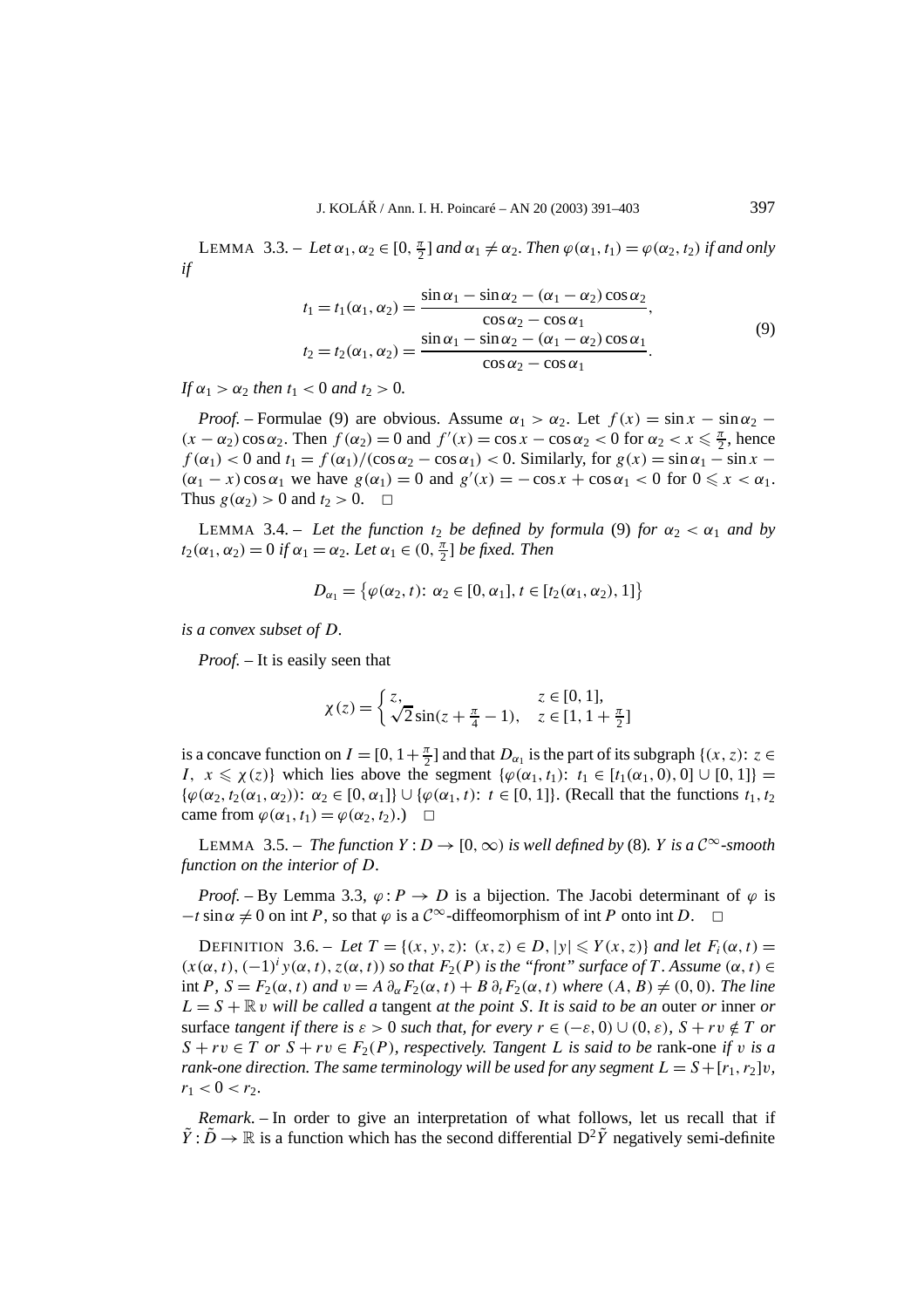LEMMA 3.3. – *Let* $\alpha_1, \alpha_2 \in [0, \frac{\pi}{2}]$ *and* $\alpha_1 \neq \alpha_2$. *Then* $\varphi(\alpha_1, t_1) = \varphi(\alpha_2, t_2)$ *if and only if*

$$
\begin{aligned}
t_1 = t_1(\alpha_1, \alpha_2) &= \frac{\sin\alpha_1 - \sin\alpha_2 - (\alpha_1 - \alpha_2)\cos\alpha_2}{\cos\alpha_2 - \cos\alpha_1}, \\
t_2 = t_2(\alpha_1, \alpha_2) &= \frac{\sin\alpha_1 - \sin\alpha_2 - (\alpha_1 - \alpha_2)\cos\alpha_1}{\cos\alpha_2 - \cos\alpha_1}.
\end{aligned}
\tag{9}
$$

*If* $\alpha_1 > \alpha_2$ *then* $t_1 < 0$ *and* $t_2 > 0$.

*Proof.* – Formulae (9) are obvious. Assume $\alpha_1 > \alpha_2$. Let $f(x) = \sin x - \sin\alpha_2 - (x - \alpha_2)\cos\alpha_2$. Then $f(\alpha_2) = 0$ and $f'(x) = \cos x - \cos\alpha_2 < 0$ for $\alpha_2 < x \leqslant \frac{\pi}{2}$, hence $f(\alpha_1) < 0$ and $t_1 = f(\alpha_1)/(\cos\alpha_2 - \cos\alpha_1) < 0$. Similarly, for $g(x) = \sin\alpha_1 - \sin x - (\alpha_1 - x)\cos\alpha_1$ we have $g(\alpha_1) = 0$ and $g'(x) = -\cos x + \cos\alpha_1 < 0$ for $0 \leqslant x < \alpha_1$. Thus $g(\alpha_2) > 0$ and $t_2 > 0$. $\square$

LEMMA 3.4. – *Let the function* $t_2$ *be defined by formula* (9) *for* $\alpha_2 < \alpha_1$ *and by* $t_2(\alpha_1, \alpha_2) = 0$ *if* $\alpha_1 = \alpha_2$. *Let* $\alpha_1 \in (0, \frac{\pi}{2}]$ *be fixed. Then*

$$
D_{\alpha_1} = \{\varphi(\alpha_2, t)\colon \alpha_2 \in [0, \alpha_1], t \in [t_2(\alpha_1, \alpha_2), 1]\}
$$

*is a convex subset of* $D$.

*Proof.* – It is easily seen that

$$
\chi(z) = \begin{cases} z, & z \in [0, 1], \\ \sqrt{2}\sin(z + \frac{\pi}{4} - 1), & z \in [1, 1 + \frac{\pi}{2}] \end{cases}
$$

is a concave function on $I = [0, 1 + \frac{\pi}{2}]$ and that $D_{\alpha_1}$ is the part of its subgraph $\{(x, z)\colon z \in I,\ x \leqslant \chi(z)\}$ which lies above the segment $\{\varphi(\alpha_1, t_1)\colon t_1 \in [t_1(\alpha_1, 0), 0] \cup [0, 1]\} = \{\varphi(\alpha_2, t_2(\alpha_1, \alpha_2))\colon \alpha_2 \in [0, \alpha_1]\} \cup \{\varphi(\alpha_1, t)\colon t \in [0, 1]\}$. (Recall that the functions $t_1, t_2$ came from $\varphi(\alpha_1, t_1) = \varphi(\alpha_2, t_2)$.) $\square$

LEMMA 3.5. – *The function* $Y : D \to [0, \infty)$ *is well defined by* (8)*.* $Y$ *is a* $\mathcal{C}^\infty$*-smooth function on the interior of* $D$.

*Proof.* – By Lemma 3.3, $\varphi : P \to D$ is a bijection. The Jacobi determinant of $\varphi$ is $-t\sin\alpha \neq 0$ on int $P$, so that $\varphi$ is a $\mathcal{C}^\infty$-diffeomorphism of int $P$ onto int $D$. $\square$

DEFINITION 3.6. – *Let* $T = \{(x, y, z)\colon (x, z) \in D, |y| \leqslant Y(x, z)\}$ *and let* $F_i(\alpha, t) = (x(\alpha, t), (-1)^i y(\alpha, t), z(\alpha, t))$ *so that* $F_2(P)$ *is the "front" surface of* $T$. *Assume* $(\alpha, t) \in$ int $P$, $S = F_2(\alpha, t)$ *and* $v = A\,\partial_\alpha F_2(\alpha, t) + B\,\partial_t F_2(\alpha, t)$ *where* $(A, B) \neq (0, 0)$. *The line* $L = S + \mathbb{R}\,v$ *will be called a* tangent *at the point* $S$. *It is said to be an* outer *or* inner *or* surface *tangent if there is* $\varepsilon > 0$ *such that, for every* $r \in (-\varepsilon, 0) \cup (0, \varepsilon)$, $S + rv \notin T$ *or* $S + rv \in T$ *or* $S + rv \in F_2(P)$, *respectively. Tangent* $L$ *is said to be* rank-one *if* $v$ *is a rank-one direction. The same terminology will be used for any segment* $L = S + [r_1, r_2]v$, $r_1 < 0 < r_2$.

*Remark*. – In order to give an interpretation of what follows, let us recall that if $\tilde{Y} : \tilde{D} \to \mathbb{R}$ is a function which has the second differential $\mathrm{D}^2\tilde{Y}$ negatively semi-definite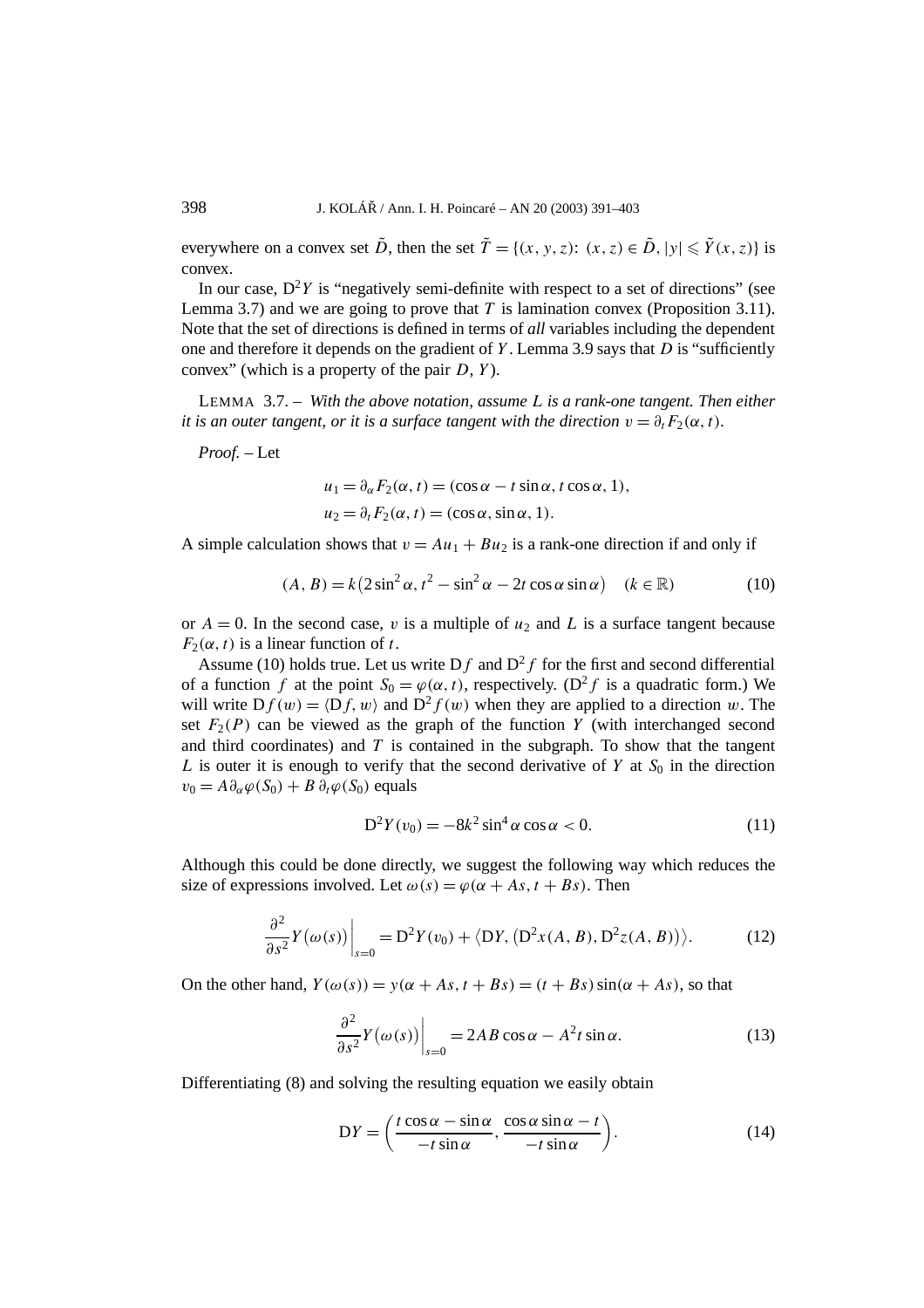everywhere on a convex set $\tilde{D}$, then the set $\tilde{T} = \{(x, y, z): (x, z) \in \tilde{D}, |y| \leqslant \tilde{Y}(x, z)\}$ is convex.

In our case, $D^2 Y$ is "negatively semi-definite with respect to a set of directions" (see Lemma 3.7) and we are going to prove that $T$ is lamination convex (Proposition 3.11). Note that the set of directions is defined in terms of *all* variables including the dependent one and therefore it depends on the gradient of $Y$. Lemma 3.9 says that $D$ is "sufficiently convex" (which is a property of the pair $D$, $Y$).

LEMMA 3.7. – *With the above notation, assume $L$ is a rank-one tangent. Then either it is an outer tangent, or it is a surface tangent with the direction $v = \partial_t F_2(\alpha, t)$.*

*Proof.* – Let

$$u_1 = \partial_\alpha F_2(\alpha, t) = (\cos\alpha - t\sin\alpha, t\cos\alpha, 1),$$
$$u_2 = \partial_t F_2(\alpha, t) = (\cos\alpha, \sin\alpha, 1).$$

A simple calculation shows that $v = Au_1 + Bu_2$ is a rank-one direction if and only if

$$(A, B) = k\left(2\sin^2\alpha, t^2 - \sin^2\alpha - 2t\cos\alpha\sin\alpha\right) \quad (k \in \mathbb{R}) \tag{10}$$

or $A = 0$. In the second case, $v$ is a multiple of $u_2$ and $L$ is a surface tangent because $F_2(\alpha, t)$ is a linear function of $t$.

Assume (10) holds true. Let us write $Df$ and $D^2 f$ for the first and second differential of a function $f$ at the point $S_0 = \varphi(\alpha, t)$, respectively. ($D^2 f$ is a quadratic form.) We will write $Df(w) = \langle Df, w\rangle$ and $D^2 f(w)$ when they are applied to a direction $w$. The set $F_2(P)$ can be viewed as the graph of the function $Y$ (with interchanged second and third coordinates) and $T$ is contained in the subgraph. To show that the tangent $L$ is outer it is enough to verify that the second derivative of $Y$ at $S_0$ in the direction $v_0 = A\partial_\alpha\varphi(S_0) + B\,\partial_t\varphi(S_0)$ equals

$$D^2 Y(v_0) = -8k^2\sin^4\alpha\cos\alpha < 0. \tag{11}$$

Although this could be done directly, we suggest the following way which reduces the size of expressions involved. Let $\omega(s) = \varphi(\alpha + As, t + Bs)$. Then

$$\frac{\partial^2}{\partial s^2} Y\big(\omega(s)\big)\bigg|_{s=0} = D^2 Y(v_0) + \big\langle DY, \big(D^2 x(A, B), D^2 z(A, B)\big)\big\rangle. \tag{12}$$

On the other hand, $Y(\omega(s)) = y(\alpha + As, t + Bs) = (t + Bs)\sin(\alpha + As)$, so that

$$\frac{\partial^2}{\partial s^2} Y\big(\omega(s)\big)\bigg|_{s=0} = 2AB\cos\alpha - A^2 t\sin\alpha. \tag{13}$$

Differentiating (8) and solving the resulting equation we easily obtain

$$DY = \left(\frac{t\cos\alpha - \sin\alpha}{-t\sin\alpha}, \frac{\cos\alpha\sin\alpha - t}{-t\sin\alpha}\right). \tag{14}$$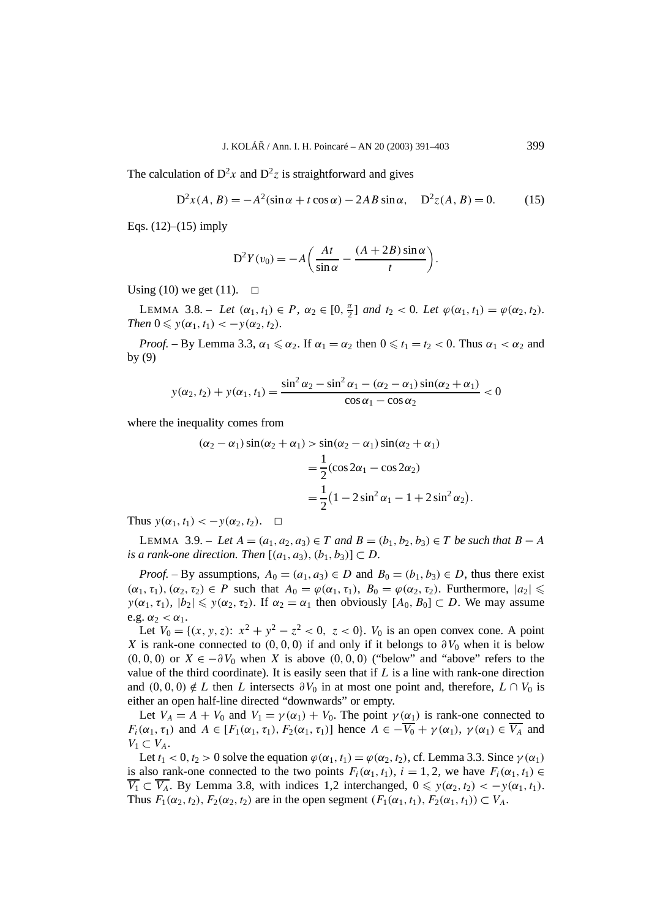The calculation of $D^2x$ and $D^2z$ is straightforward and gives

$$D^2x(A,B) = -A^2(\sin\alpha + t\cos\alpha) - 2AB\sin\alpha, \quad D^2z(A,B) = 0. \tag{15}$$

Eqs. (12)–(15) imply

$$D^2Y(v_0) = -A\left(\frac{At}{\sin\alpha} - \frac{(A+2B)\sin\alpha}{t}\right).$$

Using (10) we get (11). $\square$

LEMMA 3.8. – *Let $(\alpha_1, t_1) \in P$, $\alpha_2 \in [0, \frac{\pi}{2}]$ and $t_2 < 0$. Let $\varphi(\alpha_1, t_1) = \varphi(\alpha_2, t_2)$. Then $0 \leqslant y(\alpha_1, t_1) < -y(\alpha_2, t_2)$.*

*Proof.* – By Lemma 3.3, $\alpha_1 \leqslant \alpha_2$. If $\alpha_1 = \alpha_2$ then $0 \leqslant t_1 = t_2 < 0$. Thus $\alpha_1 < \alpha_2$ and by (9)

$$y(\alpha_2, t_2) + y(\alpha_1, t_1) = \frac{\sin^2\alpha_2 - \sin^2\alpha_1 - (\alpha_2 - \alpha_1)\sin(\alpha_2 + \alpha_1)}{\cos\alpha_1 - \cos\alpha_2} < 0$$

where the inequality comes from

$$\begin{aligned}
(\alpha_2 - \alpha_1)\sin(\alpha_2 + \alpha_1) &> \sin(\alpha_2 - \alpha_1)\sin(\alpha_2 + \alpha_1) \\
&= \frac{1}{2}(\cos 2\alpha_1 - \cos 2\alpha_2) \\
&= \frac{1}{2}\left(1 - 2\sin^2\alpha_1 - 1 + 2\sin^2\alpha_2\right).
\end{aligned}$$

Thus $y(\alpha_1, t_1) < -y(\alpha_2, t_2)$. $\square$

LEMMA 3.9. – *Let $A = (a_1, a_2, a_3) \in T$ and $B = (b_1, b_2, b_3) \in T$ be such that $B - A$ is a rank-one direction. Then $[(a_1, a_3), (b_1, b_3)] \subset D$.*

*Proof.* – By assumptions, $A_0 = (a_1, a_3) \in D$ and $B_0 = (b_1, b_3) \in D$, thus there exist $(\alpha_1, \tau_1), (\alpha_2, \tau_2) \in P$ such that $A_0 = \varphi(\alpha_1, \tau_1)$, $B_0 = \varphi(\alpha_2, \tau_2)$. Furthermore, $|a_2| \leqslant y(\alpha_1, \tau_1)$, $|b_2| \leqslant y(\alpha_2, \tau_2)$. If $\alpha_2 = \alpha_1$ then obviously $[A_0, B_0] \subset D$. We may assume e.g. $\alpha_2 < \alpha_1$.

Let $V_0 = \{(x, y, z)\colon\ x^2 + y^2 - z^2 < 0,\ z < 0\}$. $V_0$ is an open convex cone. A point $X$ is rank-one connected to $(0,0,0)$ if and only if it belongs to $\partial V_0$ when it is below $(0,0,0)$ or $X \in -\partial V_0$ when $X$ is above $(0,0,0)$ ("below" and "above" refers to the value of the third coordinate). It is easily seen that if $L$ is a line with rank-one direction and $(0,0,0) \notin L$ then $L$ intersects $\partial V_0$ in at most one point and, therefore, $L \cap V_0$ is either an open half-line directed "downwards" or empty.

Let $V_A = A + V_0$ and $V_1 = \gamma(\alpha_1) + V_0$. The point $\gamma(\alpha_1)$ is rank-one connected to $F_i(\alpha_1, \tau_1)$ and $A \in [F_1(\alpha_1, \tau_1), F_2(\alpha_1, \tau_1)]$ hence $A \in -\overline{V_0} + \gamma(\alpha_1)$, $\gamma(\alpha_1) \in \overline{V_A}$ and $V_1 \subset V_A$.

Let $t_1 < 0, t_2 > 0$ solve the equation $\varphi(\alpha_1, t_1) = \varphi(\alpha_2, t_2)$, cf. Lemma 3.3. Since $\gamma(\alpha_1)$ is also rank-one connected to the two points $F_i(\alpha_1, t_1)$, $i = 1, 2$, we have $F_i(\alpha_1, t_1) \in \overline{V_1} \subset \overline{V_A}$. By Lemma 3.8, with indices 1,2 interchanged, $0 \leqslant y(\alpha_2, t_2) < -y(\alpha_1, t_1)$. Thus $F_1(\alpha_2, t_2), F_2(\alpha_2, t_2)$ are in the open segment $(F_1(\alpha_1, t_1), F_2(\alpha_1, t_1)) \subset V_A$.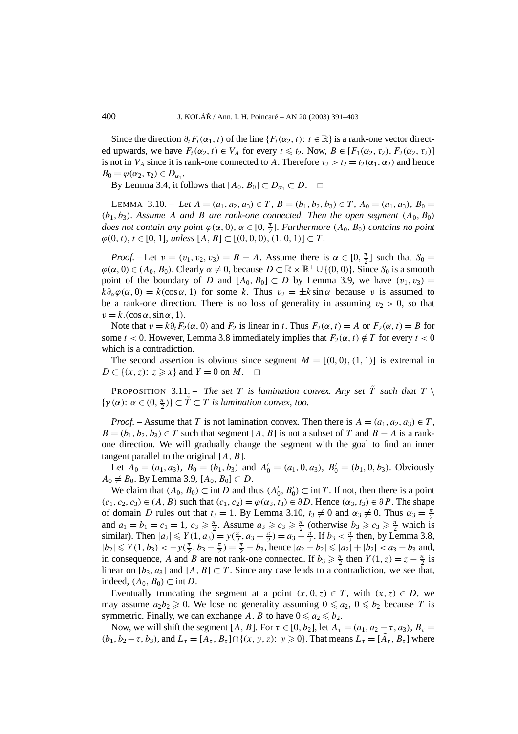Since the direction $\partial_t F_i(\alpha_1, t)$ of the line $\{F_i(\alpha_2, t)\colon t \in \mathbb{R}\}$ is a rank-one vector directed upwards, we have $F_i(\alpha_2, t) \in V_A$ for every $t \leqslant t_2$. Now, $B \in [F_1(\alpha_2, \tau_2), F_2(\alpha_2, \tau_2)]$ is not in $V_A$ since it is rank-one connected to $A$. Therefore $\tau_2 > t_2 = t_2(\alpha_1, \alpha_2)$ and hence $B_0 = \varphi(\alpha_2, \tau_2) \in D_{\alpha_1}$.

By Lemma 3.4, it follows that $[A_0, B_0] \subset D_{\alpha_1} \subset D$. $\square$

LEMMA 3.10. – *Let $A = (a_1, a_2, a_3) \in T$, $B = (b_1, b_2, b_3) \in T$, $A_0 = (a_1, a_3)$, $B_0 = (b_1, b_3)$. Assume $A$ and $B$ are rank-one connected. Then the open segment $(A_0, B_0)$ does not contain any point $\varphi(\alpha, 0)$, $\alpha \in [0, \frac{\pi}{2}]$. Furthermore $(A_0, B_0)$ contains no point $\varphi(0, t)$, $t \in [0, 1]$, unless $[A, B] \subset [(0, 0, 0), (1, 0, 1)] \subset T$.*

*Proof.* – Let $v = (v_1, v_2, v_3) = B - A$. Assume there is $\alpha \in [0, \frac{\pi}{2}]$ such that $S_0 = \varphi(\alpha, 0) \in (A_0, B_0)$. Clearly $\alpha \neq 0$, because $D \subset \mathbb{R} \times \mathbb{R}^+ \cup \{(0, 0)\}$. Since $S_0$ is a smooth point of the boundary of $D$ and $[A_0, B_0] \subset D$ by Lemma 3.9, we have $(v_1, v_3) = k\partial_\alpha \varphi(\alpha, 0) = k(\cos\alpha, 1)$ for some $k$. Thus $v_2 = \pm k \sin\alpha$ because $v$ is assumed to be a rank-one direction. There is no loss of generality in assuming $v_2 > 0$, so that $v = k.(\cos\alpha, \sin\alpha, 1)$.

Note that $v = k\partial_t F_2(\alpha, 0)$ and $F_2$ is linear in $t$. Thus $F_2(\alpha, t) = A$ or $F_2(\alpha, t) = B$ for some $t < 0$. However, Lemma 3.8 immediately implies that $F_2(\alpha, t) \notin T$ for every $t < 0$ which is a contradiction.

The second assertion is obvious since segment $M = [(0, 0), (1, 1)]$ is extremal in $D \subset \{(x, z)\colon z \geqslant x\}$ and $Y = 0$ on $M$. $\square$

PROPOSITION 3.11. – *The set $T$ is lamination convex. Any set $\tilde{T}$ such that $T \setminus \{\gamma(\alpha)\colon \alpha \in (0, \frac{\pi}{2})\} \subset \tilde{T} \subset T$ is lamination convex, too.*

*Proof.* – Assume that $T$ is not lamination convex. Then there is $A = (a_1, a_2, a_3) \in T$, $B = (b_1, b_2, b_3) \in T$ such that segment $[A, B]$ is not a subset of $T$ and $B - A$ is a rank-one direction. We will gradually change the segment with the goal to find an inner tangent parallel to the original $[A, B]$.

Let $A_0 = (a_1, a_3)$, $B_0 = (b_1, b_3)$ and $A_0' = (a_1, 0, a_3)$, $B_0' = (b_1, 0, b_3)$. Obviously $A_0 \neq B_0$. By Lemma 3.9, $[A_0, B_0] \subset D$.

We claim that $(A_0, B_0) \subset \operatorname{int} D$ and thus $(A_0', B_0') \subset \operatorname{int} T$. If not, then there is a point $(c_1, c_2, c_3) \in (A, B)$ such that $(c_1, c_2) = \varphi(\alpha_3, t_3) \in \partial D$. Hence $(\alpha_3, t_3) \in \partial P$. The shape of domain $D$ rules out that $t_3 = 1$. By Lemma 3.10, $t_3 \neq 0$ and $\alpha_3 \neq 0$. Thus $\alpha_3 = \frac{\pi}{2}$ and $a_1 = b_1 = c_1 = 1$, $c_3 \geqslant \frac{\pi}{2}$. Assume $a_3 \geqslant c_3 \geqslant \frac{\pi}{2}$ (otherwise $b_3 \geqslant c_3 \geqslant \frac{\pi}{2}$ which is similar). Then $|a_2| \leqslant Y(1, a_3) = y(\frac{\pi}{2}, a_3 - \frac{\pi}{2}) = a_3 - \frac{\pi}{2}$. If $b_3 < \frac{\pi}{2}$ then, by Lemma 3.8, $|b_2| \leqslant Y(1, b_3) < -y(\frac{\pi}{2}, b_3 - \frac{\pi}{2}) = \frac{\pi}{2} - b_3$, hence $|a_2 - b_2| \leqslant |a_2| + |b_2| < a_3 - b_3$ and, in consequence, $A$ and $B$ are not rank-one connected. If $b_3 \geqslant \frac{\pi}{2}$ then $Y(1, z) = z - \frac{\pi}{2}$ is linear on $[b_3, a_3]$ and $[A, B] \subset T$. Since any case leads to a contradiction, we see that, indeed, $(A_0, B_0) \subset \operatorname{int} D$.

Eventually truncating the segment at a point $(x, 0, z) \in T$, with $(x, z) \in D$, we may assume $a_2 b_2 \geqslant 0$. We lose no generality assuming $0 \leqslant a_2$, $0 \leqslant b_2$ because $T$ is symmetric. Finally, we can exchange $A$, $B$ to have $0 \leqslant a_2 \leqslant b_2$.

Now, we will shift the segment $[A, B]$. For $\tau \in [0, b_2]$, let $A_\tau = (a_1, a_2 - \tau, a_3)$, $B_\tau = (b_1, b_2 - \tau, b_3)$, and $L_\tau = [A_\tau, B_\tau] \cap \{(x, y, z)\colon y \geqslant 0\}$. That means $L_\tau = [\tilde{A}_\tau, B_\tau]$ where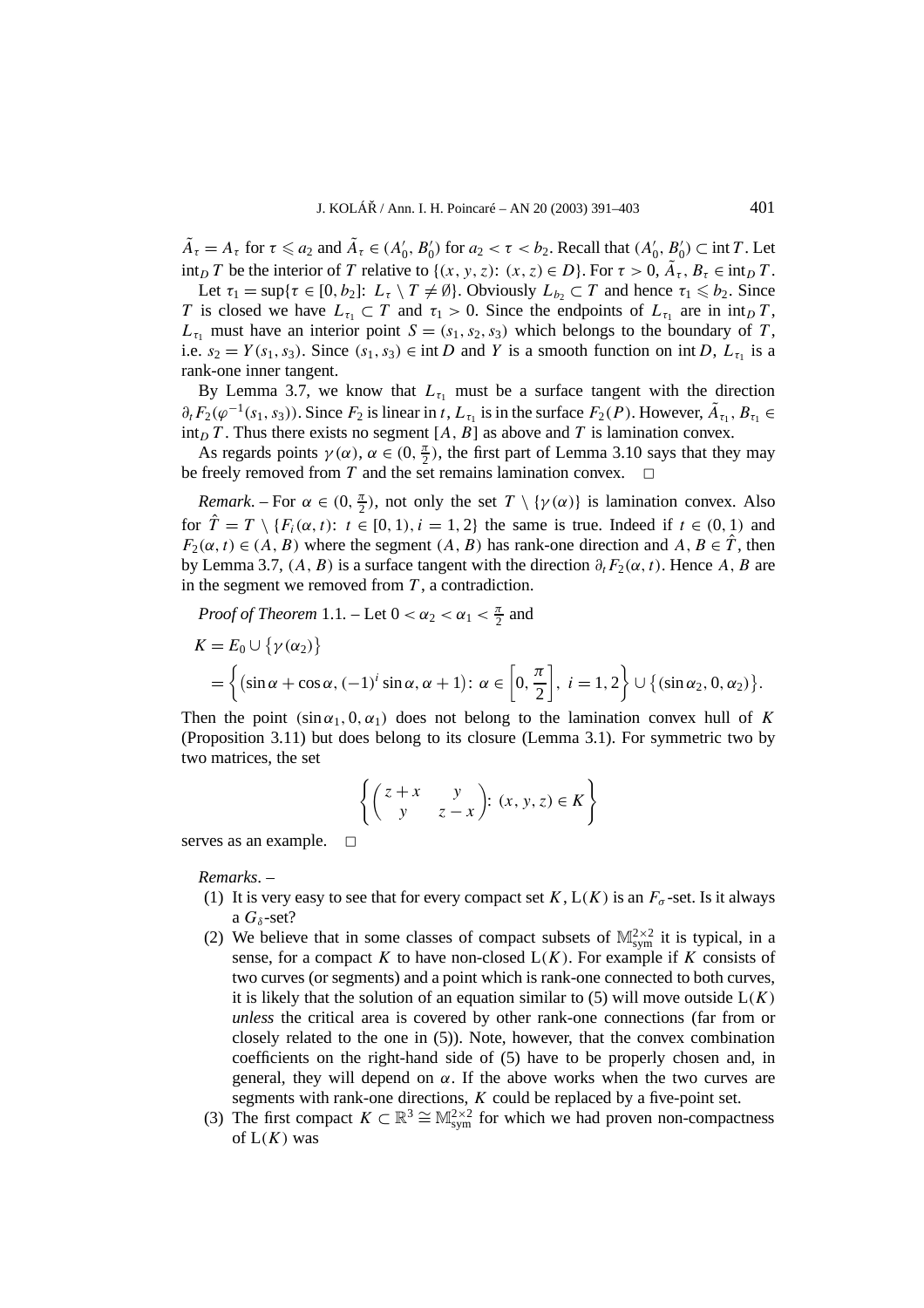$\tilde{A}_\tau = A_\tau$ for $\tau \leqslant a_2$ and $\tilde{A}_\tau \in (A_0', B_0')$ for $a_2 < \tau < b_2$. Recall that $(A_0', B_0') \subset \operatorname{int} T$. Let $\operatorname{int}_D T$ be the interior of $T$ relative to $\{(x, y, z)\colon (x, z) \in D\}$. For $\tau > 0$, $\tilde{A}_\tau, B_\tau \in \operatorname{int}_D T$.

Let $\tau_1 = \sup\{\tau \in [0, b_2]\colon L_\tau \setminus T \neq \emptyset\}$. Obviously $L_{b_2} \subset T$ and hence $\tau_1 \leqslant b_2$. Since $T$ is closed we have $L_{\tau_1} \subset T$ and $\tau_1 > 0$. Since the endpoints of $L_{\tau_1}$ are in $\operatorname{int}_D T$, $L_{\tau_1}$ must have an interior point $S = (s_1, s_2, s_3)$ which belongs to the boundary of $T$, i.e. $s_2 = Y(s_1, s_3)$. Since $(s_1, s_3) \in \operatorname{int} D$ and $Y$ is a smooth function on $\operatorname{int} D$, $L_{\tau_1}$ is a rank-one inner tangent.

By Lemma 3.7, we know that $L_{\tau_1}$ must be a surface tangent with the direction $\partial_t F_2(\varphi^{-1}(s_1, s_3))$. Since $F_2$ is linear in $t$, $L_{\tau_1}$ is in the surface $F_2(P)$. However, $\tilde{A}_{\tau_1}, B_{\tau_1} \in \operatorname{int}_D T$. Thus there exists no segment $[A, B]$ as above and $T$ is lamination convex.

As regards points $\gamma(\alpha)$, $\alpha \in (0, \frac{\pi}{2})$, the first part of Lemma 3.10 says that they may be freely removed from $T$ and the set remains lamination convex. $\square$

*Remark*. – For $\alpha \in (0, \frac{\pi}{2})$, not only the set $T \setminus \{\gamma(\alpha)\}$ is lamination convex. Also for $\hat{T} = T \setminus \{F_i(\alpha, t)\colon t \in [0, 1), i = 1, 2\}$ the same is true. Indeed if $t \in (0, 1)$ and $F_2(\alpha, t) \in (A, B)$ where the segment $(A, B)$ has rank-one direction and $A, B \in \hat{T}$, then by Lemma 3.7, $(A, B)$ is a surface tangent with the direction $\partial_t F_2(\alpha, t)$. Hence $A, B$ are in the segment we removed from $T$, a contradiction.

*Proof of Theorem* 1.1. – Let $0 < \alpha_2 < \alpha_1 < \frac{\pi}{2}$ and

$$
\begin{aligned}
K &= E_0 \cup \{\gamma(\alpha_2)\} \\
&= \left\{ \left(\sin\alpha + \cos\alpha, (-1)^i \sin\alpha, \alpha + 1\right)\colon \alpha \in \left[0, \frac{\pi}{2}\right],\ i = 1, 2 \right\} \cup \left\{(\sin\alpha_2, 0, \alpha_2)\right\}.
\end{aligned}
$$

Then the point $(\sin\alpha_1, 0, \alpha_1)$ does not belong to the lamination convex hull of $K$ (Proposition 3.11) but does belong to its closure (Lemma 3.1). For symmetric two by two matrices, the set

$$
\left\{ \begin{pmatrix} z + x & y \\ y & z - x \end{pmatrix}\colon (x, y, z) \in K \right\}
$$

serves as an example. $\square$

*Remarks*. –

1. It is very easy to see that for every compact set $K$, $\mathrm{L}(K)$ is an $F_\sigma$-set. Is it always a $G_\delta$-set?
2. We believe that in some classes of compact subsets of $\mathbb{M}^{2\times 2}_{\text{sym}}$ it is typical, in a sense, for a compact $K$ to have non-closed $\mathrm{L}(K)$. For example if $K$ consists of two curves (or segments) and a point which is rank-one connected to both curves, it is likely that the solution of an equation similar to (5) will move outside $\mathrm{L}(K)$ *unless* the critical area is covered by other rank-one connections (far from or closely related to the one in (5)). Note, however, that the convex combination coefficients on the right-hand side of (5) have to be properly chosen and, in general, they will depend on $\alpha$. If the above works when the two curves are segments with rank-one directions, $K$ could be replaced by a five-point set.
3. The first compact $K \subset \mathbb{R}^3 \cong \mathbb{M}^{2\times 2}_{\text{sym}}$ for which we had proven non-compactness of $\mathrm{L}(K)$ was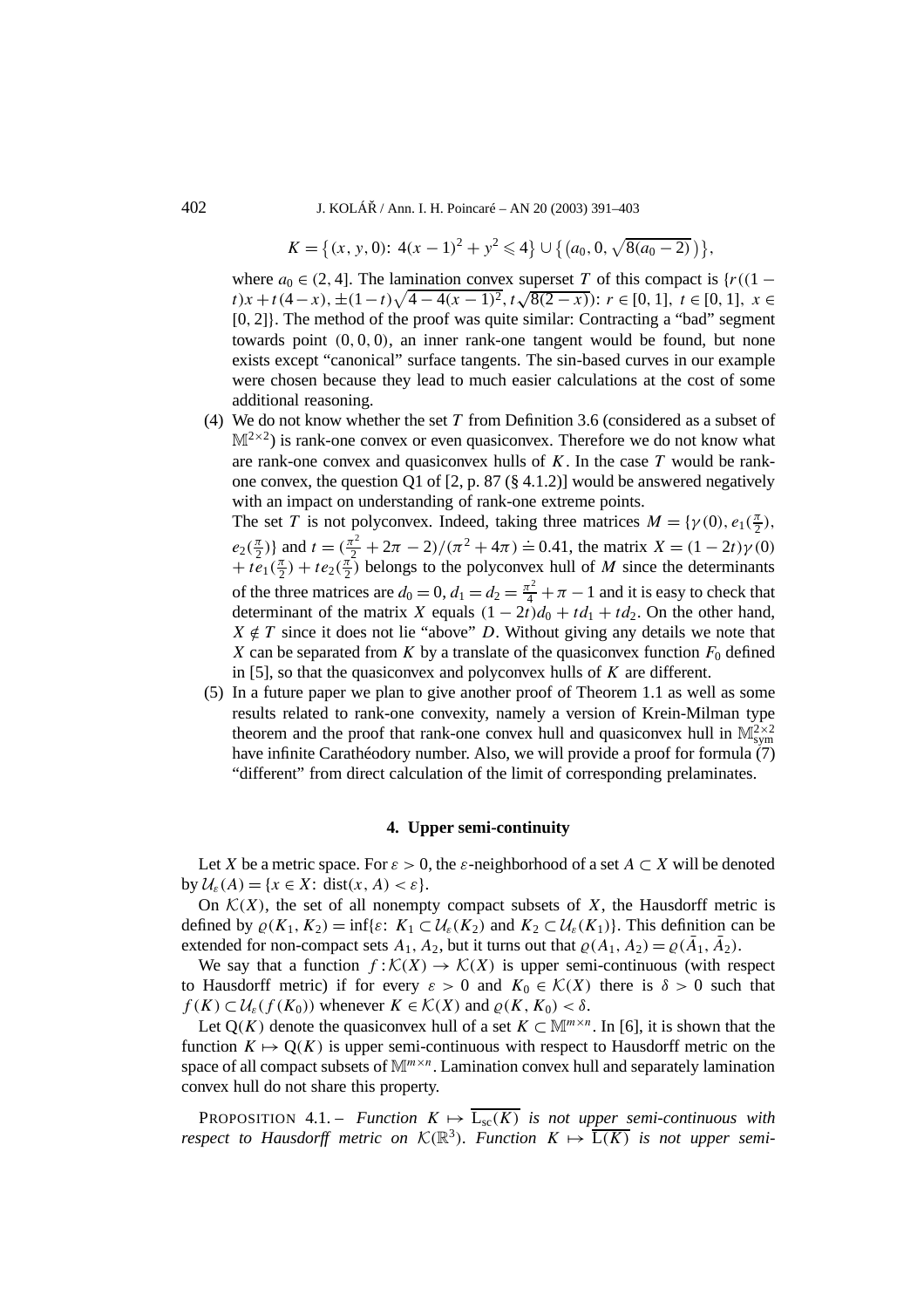$$K = \{(x, y, 0)\colon\ 4(x-1)^2 + y^2 \leqslant 4\} \cup \{(a_0, 0, \sqrt{8(a_0-2)})\},$$

where $a_0 \in (2, 4]$. The lamination convex superset $T$ of this compact is $\{r((1-t)x + t(4-x), \pm(1-t)\sqrt{4-4(x-1)^2}, t\sqrt{8(2-x)})\colon r \in [0,1],\ t \in [0,1],\ x \in [0,2]\}$. The method of the proof was quite similar: Contracting a "bad" segment towards point $(0,0,0)$, an inner rank-one tangent would be found, but none exists except "canonical" surface tangents. The sin-based curves in our example were chosen because they lead to much easier calculations at the cost of some additional reasoning.

(4) We do not know whether the set $T$ from Definition 3.6 (considered as a subset of $\mathbb{M}^{2\times 2}$) is rank-one convex or even quasiconvex. Therefore we do not know what are rank-one convex and quasiconvex hulls of $K$. In the case $T$ would be rank-one convex, the question Q1 of [2, p. 87 (§ 4.1.2)] would be answered negatively with an impact on understanding of rank-one extreme points.
The set $T$ is not polyconvex. Indeed, taking three matrices $M = \{\gamma(0), e_1(\frac{\pi}{2}), e_2(\frac{\pi}{2})\}$ and $t = (\frac{\pi^2}{2} + 2\pi - 2)/(\pi^2 + 4\pi) \doteq 0.41$, the matrix $X = (1-2t)\gamma(0) + te_1(\frac{\pi}{2}) + te_2(\frac{\pi}{2})$ belongs to the polyconvex hull of $M$ since the determinants of the three matrices are $d_0 = 0$, $d_1 = d_2 = \frac{\pi^2}{4} + \pi - 1$ and it is easy to check that determinant of the matrix $X$ equals $(1-2t)d_0 + td_1 + td_2$. On the other hand, $X \notin T$ since it does not lie "above" $D$. Without giving any details we note that $X$ can be separated from $K$ by a translate of the quasiconvex function $F_0$ defined in [5], so that the quasiconvex and polyconvex hulls of $K$ are different.

(5) In a future paper we plan to give another proof of Theorem 1.1 as well as some results related to rank-one convexity, namely a version of Krein-Milman type theorem and the proof that rank-one convex hull and quasiconvex hull in $\mathbb{M}^{2\times 2}_{\text{sym}}$ have infinite Carathéodory number. Also, we will provide a proof for formula (7) "different" from direct calculation of the limit of corresponding prelaminates.

## 4. Upper semi-continuity

Let $X$ be a metric space. For $\varepsilon > 0$, the $\varepsilon$-neighborhood of a set $A \subset X$ will be denoted by $\mathcal{U}_\varepsilon(A) = \{x \in X\colon \operatorname{dist}(x, A) < \varepsilon\}$.

On $\mathcal{K}(X)$, the set of all nonempty compact subsets of $X$, the Hausdorff metric is defined by $\varrho(K_1, K_2) = \inf\{\varepsilon\colon K_1 \subset \mathcal{U}_\varepsilon(K_2)$ and $K_2 \subset \mathcal{U}_\varepsilon(K_1)\}$. This definition can be extended for non-compact sets $A_1, A_2$, but it turns out that $\varrho(A_1, A_2) = \varrho(\bar{A}_1, \bar{A}_2)$.

We say that a function $f\colon \mathcal{K}(X) \to \mathcal{K}(X)$ is upper semi-continuous (with respect to Hausdorff metric) if for every $\varepsilon > 0$ and $K_0 \in \mathcal{K}(X)$ there is $\delta > 0$ such that $f(K) \subset \mathcal{U}_\varepsilon(f(K_0))$ whenever $K \in \mathcal{K}(X)$ and $\varrho(K, K_0) < \delta$.

Let $\mathrm{Q}(K)$ denote the quasiconvex hull of a set $K \subset \mathbb{M}^{m\times n}$. In [6], it is shown that the function $K \mapsto \mathrm{Q}(K)$ is upper semi-continuous with respect to Hausdorff metric on the space of all compact subsets of $\mathbb{M}^{m\times n}$. Lamination convex hull and separately lamination convex hull do not share this property.

PROPOSITION 4.1. – *Function $K \mapsto \overline{\mathrm{L}_{\mathrm{sc}}(K)}$ is not upper semi-continuous with respect to Hausdorff metric on $\mathcal{K}(\mathbb{R}^3)$. Function $K \mapsto \overline{\mathrm{L}(K)}$ is not upper semi-*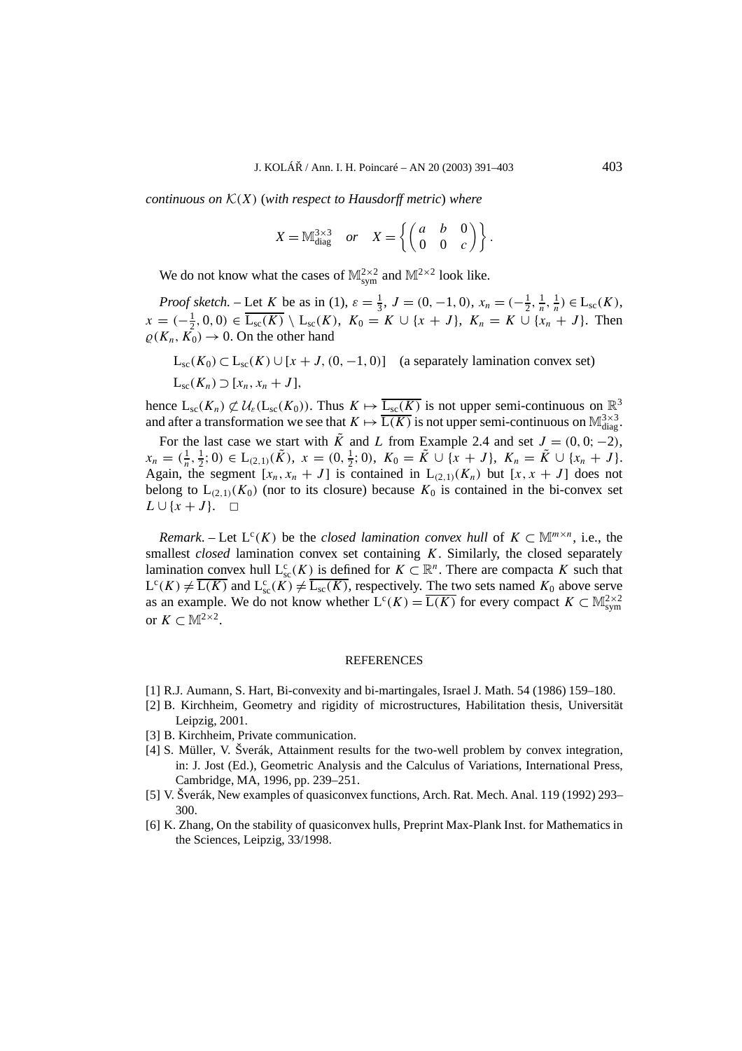*continuous on* $\mathcal{K}(X)$ (*with respect to Hausdorff metric*) *where*

$$X = \mathbb{M}^{3\times 3}_{\text{diag}} \quad \textit{or} \quad X = \left\{ \begin{pmatrix} a & b & 0 \\ 0 & 0 & c \end{pmatrix} \right\}.$$

We do not know what the cases of $\mathbb{M}^{2\times 2}_{\text{sym}}$ and $\mathbb{M}^{2\times 2}$ look like.

*Proof sketch.* – Let $K$ be as in (1), $\varepsilon = \frac{1}{3}$, $J = (0, -1, 0)$, $x_n = (-\frac{1}{2}, \frac{1}{n}, \frac{1}{n}) \in \mathrm{L}_{\mathrm{sc}}(K)$, $x = (-\frac{1}{2}, 0, 0) \in \overline{\mathrm{L}_{\mathrm{sc}}(K)} \setminus \mathrm{L}_{\mathrm{sc}}(K)$, $K_0 = K \cup \{x + J\}$, $K_n = K \cup \{x_n + J\}$. Then $\varrho(K_n, K_0) \to 0$. On the other hand

$$\mathrm{L}_{\mathrm{sc}}(K_0) \subset \mathrm{L}_{\mathrm{sc}}(K) \cup [x + J, (0, -1, 0)] \quad \text{(a separately lamination convex set)}$$

$$\mathrm{L}_{\mathrm{sc}}(K_n) \supset [x_n, x_n + J],$$

hence $\mathrm{L}_{\mathrm{sc}}(K_n) \not\subset \mathcal{U}_\varepsilon(\mathrm{L}_{\mathrm{sc}}(K_0))$. Thus $K \mapsto \overline{\mathrm{L}_{\mathrm{sc}}(K)}$ is not upper semi-continuous on $\mathbb{R}^3$ and after a transformation we see that $K \mapsto \overline{\mathrm{L}(K)}$ is not upper semi-continuous on $\mathbb{M}^{3\times 3}_{\text{diag}}$.

For the last case we start with $\tilde{K}$ and $L$ from Example 2.4 and set $J = (0, 0; -2)$, $x_n = (\frac{1}{n}, \frac{1}{2}; 0) \in \mathrm{L}_{(2,1)}(\tilde{K})$, $x = (0, \frac{1}{2}; 0)$, $K_0 = \tilde{K} \cup \{x + J\}$, $K_n = \tilde{K} \cup \{x_n + J\}$. Again, the segment $[x_n, x_n + J]$ is contained in $\mathrm{L}_{(2,1)}(K_n)$ but $[x, x + J]$ does not belong to $\mathrm{L}_{(2,1)}(K_0)$ (nor to its closure) because $K_0$ is contained in the bi-convex set $L \cup \{x + J\}$. □

*Remark*. – Let $\mathrm{L}^{\mathrm{c}}(K)$ be the *closed lamination convex hull* of $K \subset \mathbb{M}^{m\times n}$, i.e., the smallest *closed* lamination convex set containing $K$. Similarly, the closed separately lamination convex hull $\mathrm{L}^{\mathrm{c}}_{\mathrm{sc}}(K)$ is defined for $K \subset \mathbb{R}^n$. There are compacta $K$ such that $\mathrm{L}^{\mathrm{c}}(K) \neq \overline{\mathrm{L}(K)}$ and $\mathrm{L}^{\mathrm{c}}_{\mathrm{sc}}(K) \neq \overline{\mathrm{L}_{\mathrm{sc}}(K)}$, respectively. The two sets named $K_0$ above serve as an example. We do not know whether $\mathrm{L}^{\mathrm{c}}(K) = \overline{\mathrm{L}(K)}$ for every compact $K \subset \mathbb{M}^{2\times 2}_{\text{sym}}$ or $K \subset \mathbb{M}^{2\times 2}$.

## REFERENCES

[1] R.J. Aumann, S. Hart, Bi-convexity and bi-martingales, Israel J. Math. 54 (1986) 159–180.

[2] B. Kirchheim, Geometry and rigidity of microstructures, Habilitation thesis, Universität Leipzig, 2001.

[3] B. Kirchheim, Private communication.

[4] S. Müller, V. Šverák, Attainment results for the two-well problem by convex integration, in: J. Jost (Ed.), Geometric Analysis and the Calculus of Variations, International Press, Cambridge, MA, 1996, pp. 239–251.

[5] V. Šverák, New examples of quasiconvex functions, Arch. Rat. Mech. Anal. 119 (1992) 293–300.

[6] K. Zhang, On the stability of quasiconvex hulls, Preprint Max-Plank Inst. for Mathematics in the Sciences, Leipzig, 33/1998.